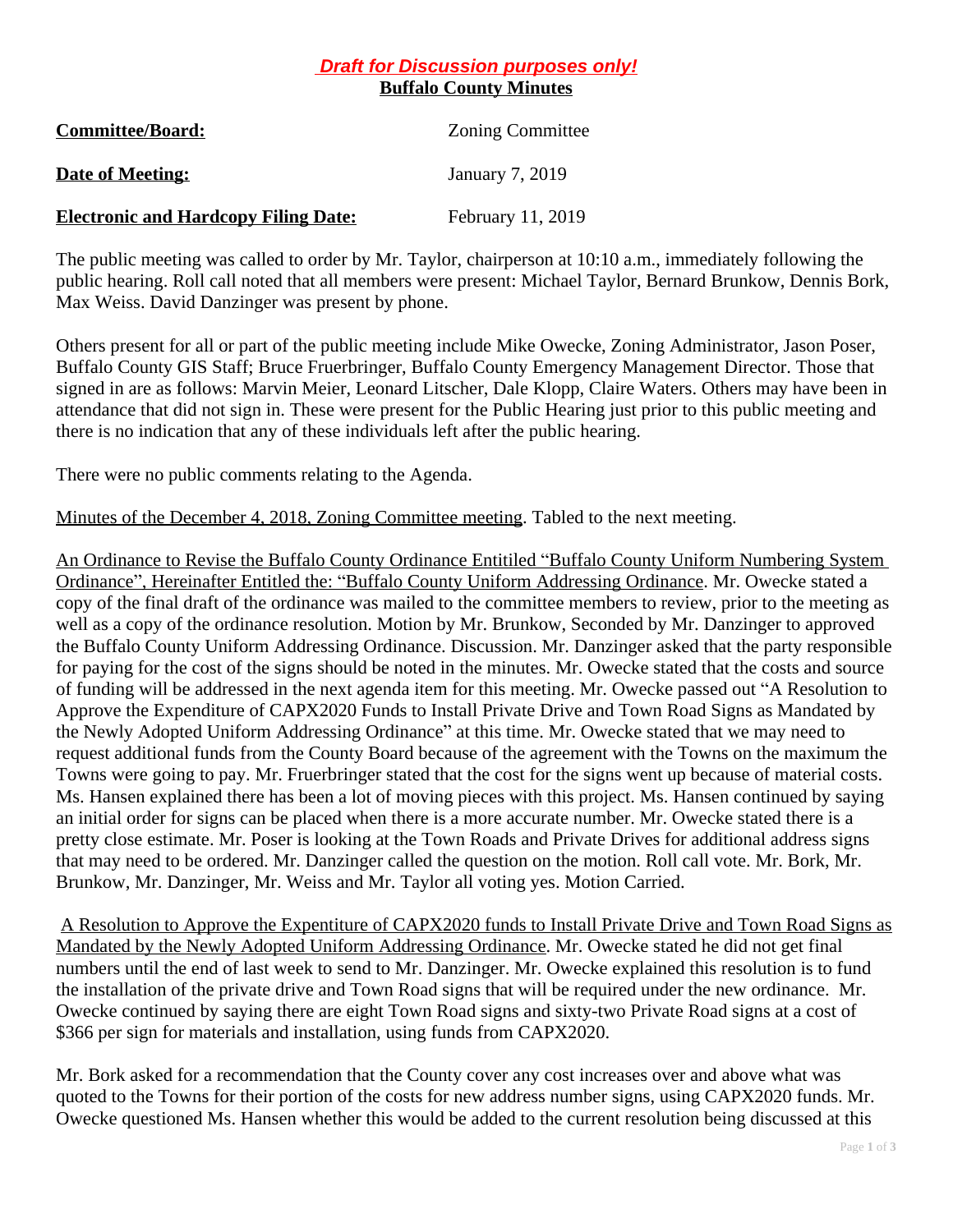***Draft for Discussion purposes only!***

**Buffalo County Minutes**

| | |
|---|---|
| **Committee/Board:** | Zoning Committee |
| **Date of Meeting:** | January 7, 2019 |
| **Electronic and Hardcopy Filing Date:** | February 11, 2019 |

The public meeting was called to order by Mr. Taylor, chairperson at 10:10 a.m., immediately following the public hearing. Roll call noted that all members were present: Michael Taylor, Bernard Brunkow, Dennis Bork, Max Weiss. David Danzinger was present by phone.

Others present for all or part of the public meeting include Mike Owecke, Zoning Administrator, Jason Poser, Buffalo County GIS Staff; Bruce Fruerbringer, Buffalo County Emergency Management Director. Those that signed in are as follows: Marvin Meier, Leonard Litscher, Dale Klopp, Claire Waters. Others may have been in attendance that did not sign in. These were present for the Public Hearing just prior to this public meeting and there is no indication that any of these individuals left after the public hearing.

There were no public comments relating to the Agenda.

Minutes of the December 4, 2018, Zoning Committee meeting. Tabled to the next meeting.

An Ordinance to Revise the Buffalo County Ordinance Entitiled "Buffalo County Uniform Numbering System Ordinance", Hereinafter Entitled the: "Buffalo County Uniform Addressing Ordinance. Mr. Owecke stated a copy of the final draft of the ordinance was mailed to the committee members to review, prior to the meeting as well as a copy of the ordinance resolution. Motion by Mr. Brunkow, Seconded by Mr. Danzinger to approved the Buffalo County Uniform Addressing Ordinance. Discussion. Mr. Danzinger asked that the party responsible for paying for the cost of the signs should be noted in the minutes. Mr. Owecke stated that the costs and source of funding will be addressed in the next agenda item for this meeting. Mr. Owecke passed out "A Resolution to Approve the Expenditure of CAPX2020 Funds to Install Private Drive and Town Road Signs as Mandated by the Newly Adopted Uniform Addressing Ordinance" at this time. Mr. Owecke stated that we may need to request additional funds from the County Board because of the agreement with the Towns on the maximum the Towns were going to pay. Mr. Fruerbringer stated that the cost for the signs went up because of material costs. Ms. Hansen explained there has been a lot of moving pieces with this project. Ms. Hansen continued by saying an initial order for signs can be placed when there is a more accurate number. Mr. Owecke stated there is a pretty close estimate. Mr. Poser is looking at the Town Roads and Private Drives for additional address signs that may need to be ordered. Mr. Danzinger called the question on the motion. Roll call vote. Mr. Bork, Mr. Brunkow, Mr. Danzinger, Mr. Weiss and Mr. Taylor all voting yes. Motion Carried.

A Resolution to Approve the Expentiture of CAPX2020 funds to Install Private Drive and Town Road Signs as Mandated by the Newly Adopted Uniform Addressing Ordinance. Mr. Owecke stated he did not get final numbers until the end of last week to send to Mr. Danzinger. Mr. Owecke explained this resolution is to fund the installation of the private drive and Town Road signs that will be required under the new ordinance. Mr. Owecke continued by saying there are eight Town Road signs and sixty-two Private Road signs at a cost of \$366 per sign for materials and installation, using funds from CAPX2020.

Mr. Bork asked for a recommendation that the County cover any cost increases over and above what was quoted to the Towns for their portion of the costs for new address number signs, using CAPX2020 funds. Mr. Owecke questioned Ms. Hansen whether this would be added to the current resolution being discussed at this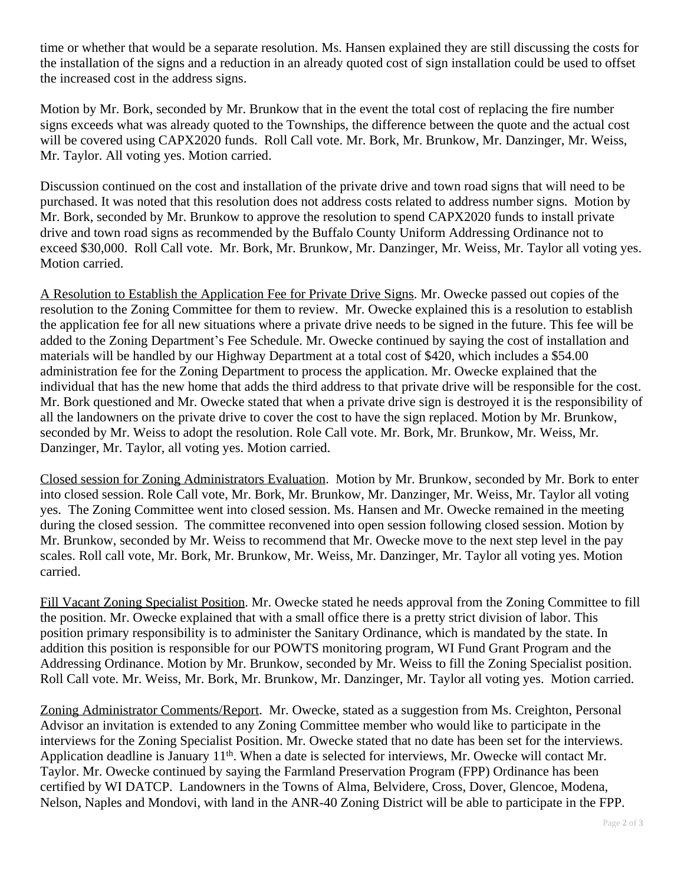time or whether that would be a separate resolution. Ms. Hansen explained they are still discussing the costs for the installation of the signs and a reduction in an already quoted cost of sign installation could be used to offset the increased cost in the address signs.

Motion by Mr. Bork, seconded by Mr. Brunkow that in the event the total cost of replacing the fire number signs exceeds what was already quoted to the Townships, the difference between the quote and the actual cost will be covered using CAPX2020 funds. Roll Call vote. Mr. Bork, Mr. Brunkow, Mr. Danzinger, Mr. Weiss, Mr. Taylor. All voting yes. Motion carried.

Discussion continued on the cost and installation of the private drive and town road signs that will need to be purchased. It was noted that this resolution does not address costs related to address number signs. Motion by Mr. Bork, seconded by Mr. Brunkow to approve the resolution to spend CAPX2020 funds to install private drive and town road signs as recommended by the Buffalo County Uniform Addressing Ordinance not to exceed $30,000. Roll Call vote. Mr. Bork, Mr. Brunkow, Mr. Danzinger, Mr. Weiss, Mr. Taylor all voting yes. Motion carried.

<u>A Resolution to Establish the Application Fee for Private Drive Signs</u>. Mr. Owecke passed out copies of the resolution to the Zoning Committee for them to review. Mr. Owecke explained this is a resolution to establish the application fee for all new situations where a private drive needs to be signed in the future. This fee will be added to the Zoning Department's Fee Schedule. Mr. Owecke continued by saying the cost of installation and materials will be handled by our Highway Department at a total cost of $420, which includes a $54.00 administration fee for the Zoning Department to process the application. Mr. Owecke explained that the individual that has the new home that adds the third address to that private drive will be responsible for the cost. Mr. Bork questioned and Mr. Owecke stated that when a private drive sign is destroyed it is the responsibility of all the landowners on the private drive to cover the cost to have the sign replaced. Motion by Mr. Brunkow, seconded by Mr. Weiss to adopt the resolution. Role Call vote. Mr. Bork, Mr. Brunkow, Mr. Weiss, Mr. Danzinger, Mr. Taylor, all voting yes. Motion carried.

<u>Closed session for Zoning Administrators Evaluation</u>. Motion by Mr. Brunkow, seconded by Mr. Bork to enter into closed session. Role Call vote, Mr. Bork, Mr. Brunkow, Mr. Danzinger, Mr. Weiss, Mr. Taylor all voting yes. The Zoning Committee went into closed session. Ms. Hansen and Mr. Owecke remained in the meeting during the closed session. The committee reconvened into open session following closed session. Motion by Mr. Brunkow, seconded by Mr. Weiss to recommend that Mr. Owecke move to the next step level in the pay scales. Roll call vote, Mr. Bork, Mr. Brunkow, Mr. Weiss, Mr. Danzinger, Mr. Taylor all voting yes. Motion carried.

<u>Fill Vacant Zoning Specialist Position</u>. Mr. Owecke stated he needs approval from the Zoning Committee to fill the position. Mr. Owecke explained that with a small office there is a pretty strict division of labor. This position primary responsibility is to administer the Sanitary Ordinance, which is mandated by the state. In addition this position is responsible for our POWTS monitoring program, WI Fund Grant Program and the Addressing Ordinance. Motion by Mr. Brunkow, seconded by Mr. Weiss to fill the Zoning Specialist position. Roll Call vote. Mr. Weiss, Mr. Bork, Mr. Brunkow, Mr. Danzinger, Mr. Taylor all voting yes. Motion carried.

<u>Zoning Administrator Comments/Report</u>. Mr. Owecke, stated as a suggestion from Ms. Creighton, Personal Advisor an invitation is extended to any Zoning Committee member who would like to participate in the interviews for the Zoning Specialist Position. Mr. Owecke stated that no date has been set for the interviews. Application deadline is January 11th. When a date is selected for interviews, Mr. Owecke will contact Mr. Taylor. Mr. Owecke continued by saying the Farmland Preservation Program (FPP) Ordinance has been certified by WI DATCP. Landowners in the Towns of Alma, Belvidere, Cross, Dover, Glencoe, Modena, Nelson, Naples and Mondovi, with land in the ANR-40 Zoning District will be able to participate in the FPP.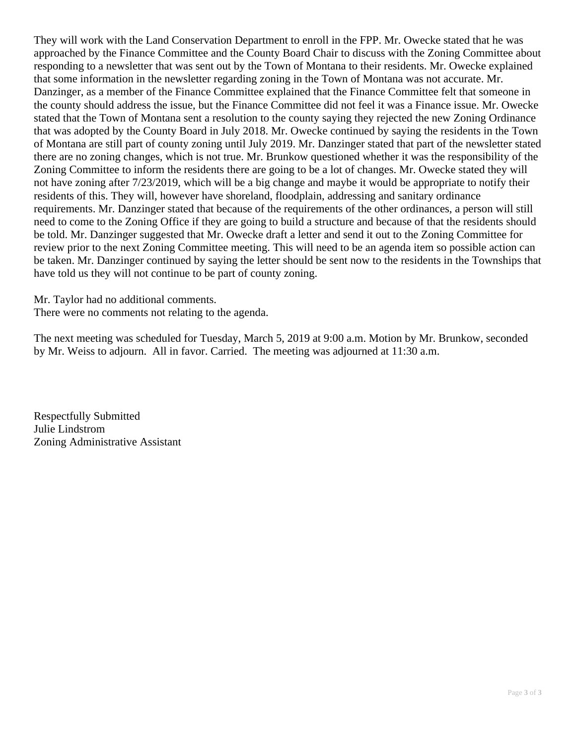They will work with the Land Conservation Department to enroll in the FPP. Mr. Owecke stated that he was approached by the Finance Committee and the County Board Chair to discuss with the Zoning Committee about responding to a newsletter that was sent out by the Town of Montana to their residents. Mr. Owecke explained that some information in the newsletter regarding zoning in the Town of Montana was not accurate. Mr. Danzinger, as a member of the Finance Committee explained that the Finance Committee felt that someone in the county should address the issue, but the Finance Committee did not feel it was a Finance issue. Mr. Owecke stated that the Town of Montana sent a resolution to the county saying they rejected the new Zoning Ordinance that was adopted by the County Board in July 2018. Mr. Owecke continued by saying the residents in the Town of Montana are still part of county zoning until July 2019. Mr. Danzinger stated that part of the newsletter stated there are no zoning changes, which is not true. Mr. Brunkow questioned whether it was the responsibility of the Zoning Committee to inform the residents there are going to be a lot of changes. Mr. Owecke stated they will not have zoning after 7/23/2019, which will be a big change and maybe it would be appropriate to notify their residents of this. They will, however have shoreland, floodplain, addressing and sanitary ordinance requirements. Mr. Danzinger stated that because of the requirements of the other ordinances, a person will still need to come to the Zoning Office if they are going to build a structure and because of that the residents should be told. Mr. Danzinger suggested that Mr. Owecke draft a letter and send it out to the Zoning Committee for review prior to the next Zoning Committee meeting. This will need to be an agenda item so possible action can be taken. Mr. Danzinger continued by saying the letter should be sent now to the residents in the Townships that have told us they will not continue to be part of county zoning.

Mr. Taylor had no additional comments.
There were no comments not relating to the agenda.

The next meeting was scheduled for Tuesday, March 5, 2019 at 9:00 a.m. Motion by Mr. Brunkow, seconded by Mr. Weiss to adjourn. All in favor. Carried. The meeting was adjourned at 11:30 a.m.

Respectfully Submitted
Julie Lindstrom
Zoning Administrative Assistant